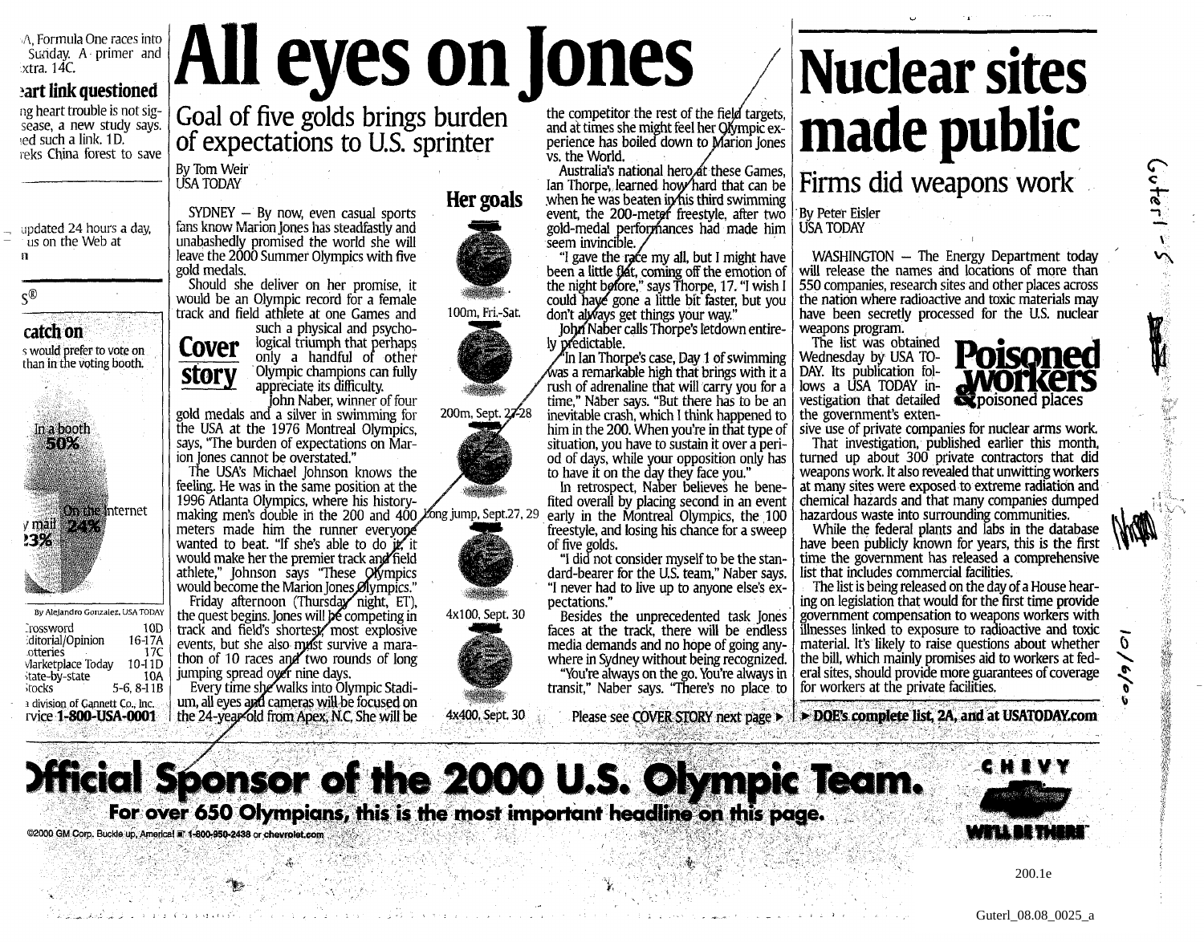# All eyes on Jones

## Goal of five golds brings burden of expectations to U.S. sprinter

By Tom Weir
USA TODAY

SYDNEY — By now, even casual sports fans know Marion Jones has steadfastly and unabashedly promised the world she will leave the 2000 Summer Olympics with five gold medals.

Should she deliver on her promise, it would be an Olympic record for a female track and field athlete at one Games and such a physical and psychological triumph that perhaps only a handful of other Olympic champions can fully appreciate its difficulty.

**Cover story**

John Naber, winner of four gold medals and a silver in swimming for the USA at the 1976 Montreal Olympics, says, "The burden of expectations on Marion Jones cannot be overstated."

The USA's Michael Johnson knows the feeling. He was in the same position at the 1996 Atlanta Olympics, where his history-making men's double in the 200 and 400 meters made him the runner everyone wanted to beat. "If she's able to do it, it would make her the premier track and field athlete," Johnson says "These Olympics would become the Marion Jones Olympics."

Friday afternoon (Thursday night, ET), the quest begins. Jones will be competing in track and field's shortest, most explosive events, but she also must survive a marathon of 10 races and two rounds of long jumping spread over nine days.

Every time she walks into Olympic Stadium, all eyes and cameras will be focused on the 24-year-old from Apex, N.C. She will be the competitor the rest of the field targets, and at times she might feel her Olympic experience has boiled down to Marion Jones vs. the World.

Australia's national hero at these Games, Ian Thorpe, learned how hard that can be when he was beaten in his third swimming event, the 200-meter freestyle, after two gold-medal performances had made him seem invincible.

"I gave the race my all, but I might have been a little flat, coming off the emotion of the night before," says Thorpe, 17. "I wish I could have gone a little bit faster, but you don't always get things your way."

John Naber calls Thorpe's letdown entirely predictable.

"In Ian Thorpe's case, Day 1 of swimming was a remarkable high that brings with it a rush of adrenaline that will carry you for a time," Naber says. "But there has to be an inevitable crash, which I think happened to him in the 200. When you're in that type of situation, you have to sustain it over a period of days, while your opposition only has to have it on the day they face you."

In retrospect, Naber believes he benefited overall by placing second in an event early in the Montreal Olympics, the 100 freestyle, and losing his chance for a sweep of five golds.

"I did not consider myself to be the standard-bearer for the U.S. team," Naber says. "I never had to live up to anyone else's expectations."

Besides the unprecedented task Jones faces at the track, there will be endless media demands and no hope of going anywhere in Sydney without being recognized.

"You're always on the go. You're always in transit," Naber says. "There's no place to

Please see COVER STORY next page ▶

### Her goals

- 100m, Fri.-Sat.
- 200m, Sept. 27-28
- Long jump, Sept.27, 29
- 4x100, Sept. 30
- 4x400, Sept. 30

# Nuclear sites made public

## Firms did weapons work

By Peter Eisler
USA TODAY

WASHINGTON — The Energy Department today will release the names and locations of more than 550 companies, research sites and other places across the nation where radioactive and toxic materials may have been secretly processed for the U.S. nuclear weapons program.

**Poisoned workers & poisoned places**

The list was obtained Wednesday by USA TODAY. Its publication follows a USA TODAY investigation that detailed the government's extensive use of private companies for nuclear arms work.

That investigation, published earlier this month, turned up about 300 private contractors that did weapons work. It also revealed that unwitting workers at many sites were exposed to extreme radiation and chemical hazards and that many companies dumped hazardous waste into surrounding communities.

While the federal plants and labs in the database have been publicly known for years, this is the first time the government has released a comprehensive list that includes commercial facilities.

The list is being released on the day of a House hearing on legislation that would for the first time provide government compensation to weapons workers with illnesses linked to exposure to radioactive and toxic material. It's likely to raise questions about whether the bill, which mainly promises aid to workers at federal sites, should provide more guarantees of coverage for workers at the private facilities.

▶ DOE's complete list, 2A, and at USATODAY.com

---

...A, Formula One races into Sunday. A primer and ...xtra. 14C.

**...art link questioned**

...ng heart trouble is not sig... ...sease, a new study says. ...ed such a link. 1D. ...eks China forest to save

...updated 24 hours a day, ...us on the Web at

**...catch on**

...s would prefer to vote on ...than in the voting booth.

In a booth 50%
On the Internet 24%
...y mail ...23%

By Alejandro Gonzalez, USA TODAY

| | |
|---|---|
| Crossword | 10D |
| Editorial/Opinion | 16-17A |
| Lotteries | 17C |
| Marketplace Today | 10-11D |
| State-by-state | 10A |
| Stocks | 5-6, 8-11B |

...a division of Gannett Co., Inc.
...rvice 1-800-USA-0001

---

**Official Sponsor of the 2000 U.S. Olympic Team.**

For over 650 Olympians, this is the most important headline on this page.

©2000 GM Corp. Buckle up, America! 1-800-950-2438 or chevrolet.com

CHEVY WE'LL BE THERE

200.1e

Guterl_08.08_0025_a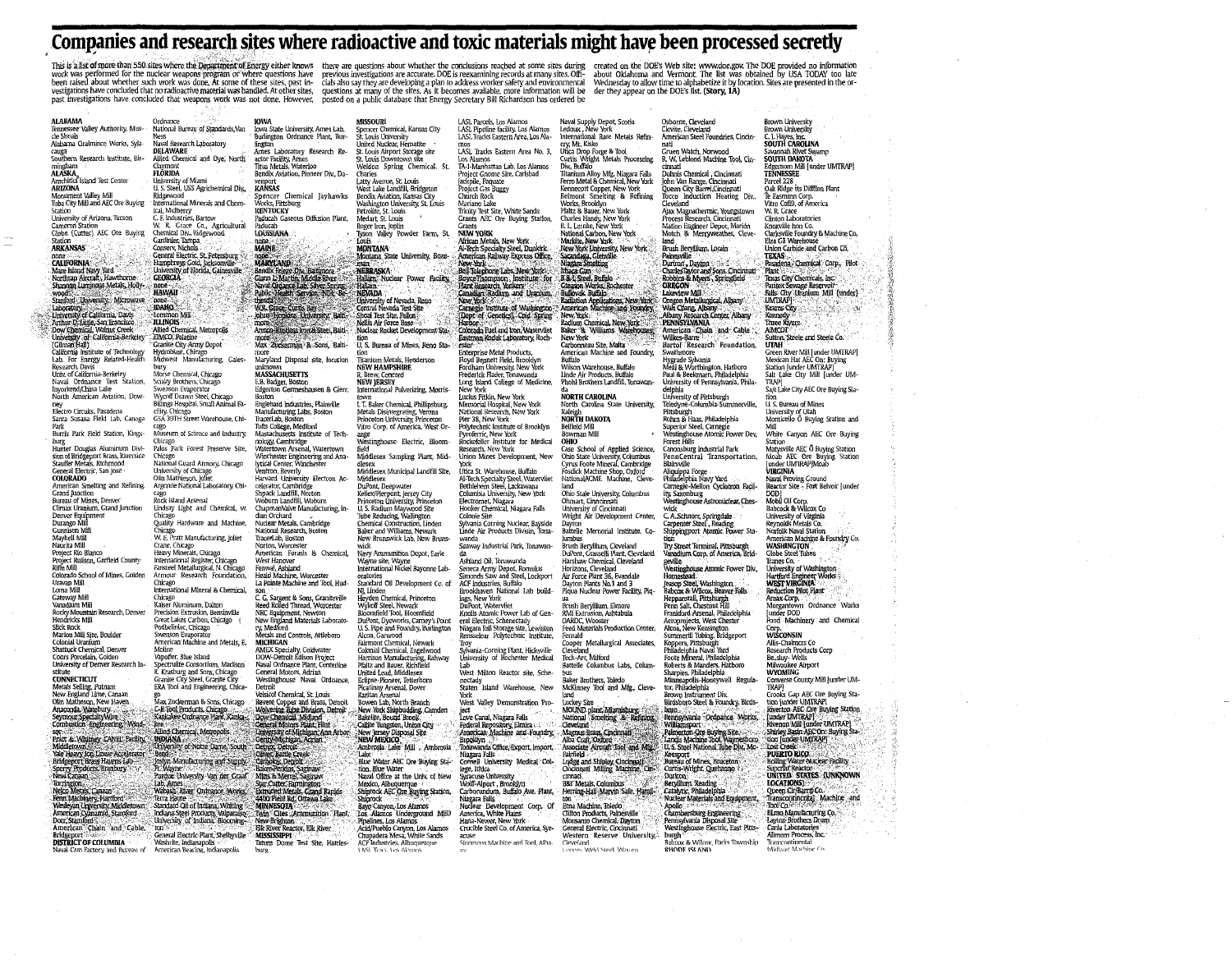# Companies and research sites where radioactive and toxic materials might have been processed secretly

This is a list of more than 550 sites where the Department of Energy either knows work was performed for the nuclear weapons program or where questions have been raised about whether such work was done. At some of these sites, past investigations have concluded that no radioactive material was handled. At other sites, past investigations have concluded that weapons work was not done. However, there are questions about whether the conclusions reached at some sites during previous investigations are accurate. DOE is reexamining records at many sites. Officials also say they are developing a plan to address worker safety and environmental questions at many of the sites. As it becomes available, more information will be posted on a public database that Energy Secretary Bill Richardson has ordered be created on the DOE's Web site: www.doe.gov. The DOE provided no information about Oklahoma and Vermont. The list was obtained by USA TODAY too late Wednesday to allow time to alphabetize it by location. Sites are presented in the order they appear on the DOE's list. (Story, 1A)

**ALABAMA**
Tennessee Valley Authority, Muscle Shoals
Alabama Oralmince Works, Sylacauga
Southern Research Institute, Birmingham

**ALASKA**
Amchitka Island Test Center

**ARIZONA**
Monument Valley Mill
Tuba City Mill and AEC Ore Buying Station
University of Arizona, Tucson
Cameron Station
Globe (Cutter) AEC Ore Buying Station

**ARKANSAS**
none

**CALIFORNIA**
Mare Island Navy Yard
Northrop Aircraft, Hawthorne
Shannon Luminous Metals, Hollywood
Stanford University Microwave Laboratory
University of California, Davis
Arthur D. Little, San Francisco
Dow Chemical, Walnut Creek
University of California-Berkeley (Gilman Hall)
California Institute of Technology
Lab. For Energy Related-Health Research, Davis
Univ. of California-Berkeley
Naval Ordnance Test Station, Inyokern/China Lake
North American Aviation, Downey
Electro Circuits, Pasadena
Santa Susana Field Lab, Canoga Park
Burris Park Field Station, Kingsburg
Hunter Douglas Aluminum Division of Bridgeport Brass, Riverside
Stauffer Metals, Richmond
General Electric, San Jose

**COLORADO**
American Smelting and Refining, Grand Junction
Bureau of Mines, Denver
Climax Uranium, Grand Junction
Denver Equipment
Durango Mill
Gunnison Mill
Maybell Mill
Naturita Mill
Project Rio Blanco
Project Rulison, Garfield County
Rifle Mill
Colorado School of Mines, Golden
Uravan Mill
Loma Mill
Gateway Mill
Vanadium Mill
Rocky Mountain Research, Denver
Hendricks Mill
Slick Rock
Marion Mill Site, Boulder
Colonial Uranium
Shattuck Chemical, Denver
Coors Porcelain, Golden
University of Denver Research Institute

**CONNECTICUT**
Metals Selling, Putnam
New England Lime, Canaan
Olin Mathieson, New Haven
Anaconda, Waterbury
Seymour Specialty Wire
Combustion Engineering, Windsor
Pratt & Whitney CANEL Facility, Middletown
Yale Heavy Ion Linear Accelerator
Bridgeport Brass Havens Lab
Sperry Products, Danbury
New Canaan
Torrington
Nelco Metals, Canaan
Fenn Machinery, Hartford
Wesleyan University, Middletown
American Cyanamid, Stamford
Dorr, Stamford
American Chain and Cable, Bridgeport

**DISTRICT OF COLUMBIA**
Naval Gun Factory and Bureau of Ordnance
National Bureau of Standards, Van Ness
Naval Research Laboratory

**DELAWARE**
Allied Chemical and Dye, North Claymont

**FLORIDA**
University of Miami
U. S. Steel, USS Agrichemical Div., Ridgewood
International Minerals and Chemical, Mulberry
C. F. Industries, Bartow
W. R. Grace Co., Agricultural Chemical Div., Ridgewood
Gardinier, Tampa
Conserv, Nichols
General Electric, St. Petersburg
Humphreys Gold, Jacksonville
University of Florida, Gainesville

**GEORGIA**
none

**HAWAII**
none

**IDAHO**
Lemmon Mill

**ILLINOIS**
Allied Chemical, Metropolis
EMCO, Palatine
Granite City Army Depot
Hydroblast, Chicago
Midwest Manufacturing, Galesburg
Morse Chemical, Chicago
Sciaky Brothers, Chicago
Swenson Evaporator
Wycoff Drawn Steel, Chicago
Billings Hospital, Small Animal Facility, Chicago
GSA 39TH Street Warehouse, Chicago
Museum of Science and Industry, Chicago
Palos Park Forest Preserve Site, Chicago
National Guard Armory, Chicago
University of Chicago
Olin Mathieson, Joliet
Argonne National Laboratory, Chicago
Rock Island Arsenal
Lindsay Light and Chemical, W. Chicago
Quality Hardware and Machine, Chicago
W. E. Pratt Manufacturing, Joliet
Crane, Chicago
Heavy Minerals, Chicago
International Register, Chicago
Fansteel Metallurgical, N. Chicago
Armour Research Foundation, Chicago
International Mineral & Chemical, Chicago
Kaiser Aluminum, Dalton
Precision Extrusion, Bensenville
Great Lakes Carbon, Chicago
Podbielniac, Chicago
Swenson Evaporator
American Machine and Metals, E. Moline
Vapofier, Blue Island
Spectrulite Consortium, Madison
R. Krasburg and Sons, Chicago
Granite City Steel, Granite City
ERA Tool and Engineering, Chicago
Max Zuckerman & Sons, Chicago
C-B Tool Products, Chicago
Kankakee Ordnance Plant, Kankakee

**INDIANA**
University of Notre Dame, South Bend
Joslyn Manufacturing and Supply, Ft. Wayne
Purdue University Van der Graaf Lab, Ames
Wabash River Ordnance Works
Terra Haute
Standard Oil of Indiana, Whiting
Indiana Steel Products, Valparaiso
University of Indiana, Bloomington
General Electric Plant, Shelbyville
Washite, Indianapolis
American Bearing, Indianapolis

**IOWA**
Iowa State University, Ames Lab
Burlington Ordnance Plant, Burlington
Ames Laboratory Research Reactor Facility, Ames
Titus Metals, Waterloo
Bendix Aviation, Pioneer Div., Davenport

**KANSAS**
Spencer Chemical Jayhawks Works, Pittsburg

**KENTUCKY**
Paducah Gaseous Diffusion Plant, Paducah

**LOUISIANA**
none

**MAINE**
none

**MARYLAND**
Bendix Friedz Div., Baltimore
Glenn L. Martin, Middle River
Naval Ordnance Lab, Silver Spring
Public Health Service, NIH, Bethesda
W.R. Grace, Curtis Bay
Johns Hopkins University, Baltimore
Armco-Rustless Iron & Steel, Baltimore
Max Zuckerman & Sons, Baltimore
Maryland Disposal site, location unknown

**MASSACHUSETTS**
E.B. Badger, Boston
Edgerton Germeshausen & Grier, Boston
Englehard Industries, Plainville
Manufacturing Labs, Boston
TracerLab, Boston
Tufts College, Medford
Massachusetts Institute of Technology, Cambridge
Watertown Arsenal, Watertown
Winchester Engineering and Analytical Center, Winchester
Ventron, Beverly
Harvard University Electron Accelerator, Cambridge
Shpack Landfill, Norton
Woburn Landfill, Woburn
ChapmanValve Manufacturing, Indian Orchard
Nuclear Metals, Cambridge
National Research, Boston
TracerLab, Boston
Norton, Worcester
American Potash & Chemical, West Hanover
Fenwal, Ashland
Heald Machine, Worcester
C. G. Sargent & Sons, Graniteville
Reed Rolled Thread, Worcester
NRC Equipment, Newton
New England Materials Laboratory, Medford
Metals and Controls, Attleboro

**MICHIGAN**
AMEX Specialty, Coldwater
DOW-Detroit Edison Project
Naval Ordnance Plant, Centerline
General Motors, Adrian
Westinghouse Naval Ordnance, Detroit
Velsicol Chemical, St. Louis
Revere Copper and Brass, Detroit
Wolverine Tube Division, Detroit
Dow Chemical, Midland
General Motors Plant, Flint
University of Michigan, Ann Arbor
Detroit-Michigan, Adrian
Detrex, Detroit
Oliver, Battle Creek
Carboloy, Detroit
Baker-Perkins, Saginaw
Mitts & Merrel, Saginaw
Star Cutter, Farmington
Extruded Metals, Grand Rapids
4400 Field Rd, Ottawa Lake

**MINNESOTA**
Twin Cities Ammunition Plant, New Brighton
Elk River Reactor, Elk River

**MISSISSIPPI**
Tatum Dome Test Site, Hattiesburg

**MISSOURI**
Spencer Chemical, Kansas City
St. Louis University
United Nuclear, Hematite
St. Louis Airport Storage site
St. Louis Downtown site
Weldon Spring Chemical, St. Charles
Latty Avenue, St. Louis
West Lake Landfill, Bridgeton
Bendix Aviation, Kansas City
Washington University, St. Louis
Petrolite, St. Louis
Medart, St. Louis
Roger Iron, Joplin
Tyson Valley Powder Farm, St. Louis

**MONTANA**
Montana State University, Bozeman

**NEBRASKA**
Hallam Nuclear Power Facility, Hallam

**NEVADA**
University of Nevada, Reno
Central Nevada Test Site
Shoal Test Site, Fallon
Nellis Air Force Base
Nuclear Rocket Development Station
U. S. Bureau of Mines, Reno Station
Titanium Metals, Henderson

**NEW HAMPSHIRE**
R. Brew, Concord

**NEW JERSEY**
International Pulverizing, Morristown
I. T. Baker Chemical, Phillipsburg
Metals Disintegrating, Newman
Princeton University, Princeton
Vitro Corp. of America, West Orange
Westinghouse Electric, Bloomfield
Middlesex Sampling Plant, Middlesex
Middlesex Municipal Landfill Site, Middlesex
DuPont, Deepwater
Kellex/Pierpont, Jersey City
Princeton University, Princeton
U. S. Radium Maywood Site
Tube Reducing, Wallington
Chemical Construction, Linden
Baker and Williams, Newark
New Brunswick Lab, New Brunswick
Navy Ammunition Depot, Earle
Wayne site, Wayne
International Nickel Bayonne Laboratories
La Pointe Machine and Tool, Hudson
Standard Oil Development Co. of NJ, Linden
Hayden Chemical, Princeton
Wykoff Steel, Newark
Bloomfield Tool, Bloomfield
DuPont, Dyeworks, Carney's Point
U. S. Pipe and Foundry, Burlington
Alcoa, Garwood
Fairmont Chemical, Newark
Colonial Chemical, Englewood
Harrison Manufacturing, Rahway
Pfaltz and Bauer, Richfield
United Lead, Middlesex
Eclipse-Pioneer, Teterboro
Picatinny Arsenal, Dover
Raritan Arsenal
Bowen Lab, North Branch
New York Shipbuilding, Camden
Bakelite, Bound Brook
Callite Tungsten, Union City
New Jersey Disposal Site

**NEW MEXICO**
Ambrosia Lake Mill, Ambrosia Lake
Blue Water AEC Ore Buying Station, Blue Water
Naval Office at the Univ. of New Mexico, Albuquerque
Shiprock AEC Ore Buying Station, Shiprock
Bayo Canyon, Los Alamos
Los Alamos Underground MED Pipelines, Los Alamos
Acid/Pueblo Canyon, Los Alamos
Chupadera Mesa, White Sands
ACF Industries, Albuquerque
LASL Tech. Los Alamos
LASL Parcels, Los Alamos
LASL Pipeline facility, Los Alamos
LASL Tracts Eastern Area, Los Alamos
TA-1-Manhattan Lab, Los Alamos
LASL Tracts Eastern Area No. 3, Los Alamos
Project Gnome Site, Carlsbad
Jackpile, Paguate
Project Gas Buggy
Church Rock
Mariano Lake
Trinity Test Site, White Sands
Grants AEC Ore Buying Station, Grants

**NEW YORK**
African Metals, New York
Al-Tech Specialty Steel, Dunkirk
American Railway Express Office, New York
Bell Telephone Labs, New York
Boyce Thompson Institute for Plant Research, Yonkers
Canadian Radium and Uranium, New York
Carnegie Institute of Washington (Dept. of Genetics), Cold Spring Harbor
Eastman Kodak Laboratory, Rochester
Enterprise Metal Products,
Floyd Bennett Field, Brooklyn
Fordham University, New York
Frederick Flader, Tonawanda
Long Island College of Medicine, New York
Lucius Pitkin, New York
Memorial Hospital, New York
National Research, New York
Pier 38, New York
Polytechnic Institute of Brooklyn
Pyrolectric, New York
Rockefeller Institute for Medical Research, New York
Union Mines Development, New York
Utica St. Warehouse, Buffalo
Al-Tech Specialty Steel, Watervliet
Bethlehem Steel, Lackawana
Columbia University, New York
Electromet, Niagara
Hooker Chemical, Niagara Falls
Colonie Site
Sylvania Corning Nuclear, Bayside
Linde Air Products Division, Tonawanda
Seaway Industrial Park, Tonawanda
Ashland Oil, Tonawanda
Seneca Army Depot, Romulus
Simonds Saw and Steel, Lockport
ACF Industries, Buffalo
Brookhaven National Lab buildings, New York
DuPont, Waterviet
Knolls Atomic Power Lab of General Electric, Schenectady
Niagara Fall Storage site, Lewiston
Rensselear Polytechnic Institute, Troy
Sylvania-Corning Plant, Hicksville
University of Rochester Medical Lab
West Milton Reactor site, Schenectady
Staten Island Warehouse, New York
West Valley Demonstration Project
Love Canal, Niagara Falls
Federal Depository, Elmira
American Machine and Foundry, Brooklyn
Tonawanda Office, Export, Import, Niagara Falls
Cornell University Medical College, Ithaca
Syracuse University
Wolff-Alport, Brooklyn
Carborundum, Buffalo Ave. Plant, Niagara Falls
Nuclear Development Corp. Of America, White Plains
Hana-Newer, New York
Crucible Steel Co. of America, Syracuse
Simmons Machine and Tool, Albany
Naval Supply Depot, Scotia
Ledoux, New York
International Rare Metals Refinery, Mt. Kisko
Utica Drop Forge & Tool
Curtis Wright Metals Processing Div., Buffalo
Titanium Alloy Mfg., Niagara Falls
Ferro Metal & Chemical, New York
Kennecott Copper, New York
Belmont Smelting & Refining Works, Brooklyn
Pfaltz & Bauer, New York
Charles Handy, New York
B. L. Lemke, New York
National Carbon, New York
Markite, New York
New York University, New York
Sacandaga, Glenville
Niagara Smelting
Ithaca Gun
B & L Steel, Buffalo
Gleason Works, Rochester
Bufflovak, Buffalo
Radiation Applications, New York
American Machine and Foundry, New York
Radium Chemical, New York
Baker & Williams Warehouses, New York
Carbonneau Site, Malta
American Machine and Foundry, Buffalo
Wilson Warehouse, Buffalo
Linde Air Products, Buffalo
Phohl Brothers Landfill, Tonawanda

**NORTH CAROLINA**
North Carolina State University, Raleigh

**NORTH DAKOTA**
Belfield Mill
Bowman Mill

**OHIO**
Case School of Applied Science, Ohio State University, Columbus
Cyrus Foote Mineral, Cambridge
Fodick Machine Shop, Oxford
National/ACME Machine, Cleveland
Ohio State University, Columbus
Ohmart, Cincinnati
University of Cincinnati
Wright Air Development Center, Dayton
Battelle Memorial Institute, Columbus
Brush Beryllium, Cleveland
DuPont, Grasselli Plant, Cleveland
Harshaw Chemical, Cleveland
Horizons, Cleveland
Air Force Plant 36, Evandale
Dayton Plants No.1 and 3
Piqua Nuclear Power Facility, Piqua
Brush Beryllium, Elmore
RMI Extrusion, Ashtabula
OARDC, Wooster
Feed Materials Production Center, Fernald
Cooper Metallurgical Associates, Cleveland
Tech-Art, Milford
Battelle Columbus Labs, Columbus
Baker Brothers, Toledo
McKinney Tool and Mfg., Cleveland
Luckey Site
MOUND plant, Miamisburg
National Smelting & Refining, Cleveland
Magnus Brass, Cincinnati
Alba Craft, Oxford
Associate Aircraft Tool and Mfg., Fairfield
Lodge and Shipley, Cincinnati
Cincinnati Milling Machine, Cincinnati
B&T Metals, Columbus
Herring-Hall-Marvin Safe, Hamilton
Etna Machine, Toledo
Clifton Products, Painesville
Monsanto Chemical, Dayton
General Electric, Cincinnati
Western Reserve University, Cleveland
Copperweld Steel, Warren
Osborne, Cleveland
Clevite, Cleveland
American Steel Foundries, Cincinnati
Gruen Watch, Norwood
R. W. Leblond Machine Tool, Cincinnati
Duhnis Chemical, Cincinnati
John Van Range, Cincinnati
Queen City Barrel, Cincinnati
Tocco Induction Heating Div., Cleveland
Ajax Magnathermic, Youngstown
Process Research, Cincinnati
Marion Engineer Depot, Marion
Motch & Merryweathes, Cleveland
Brush Beryllium, Lorain
Painesville
Durion, Dayton
Charles Taylor and Sons, Cincinnati
Robbins & Myers, Springfield

**OREGON**
Lakeview Mill
Oregon Metallurgical, Albany
Wah Chang, Albany
Albany Research Center, Albany

**PENNSYLVANIA**
American Chain and Cable, Wilkes-Barre
Bartol Research Foundation, Swarthmore
Hygrade Sylvania
Meili & Worthington, Hatboro
Paul & Beekmann, Philadelphia
University of Pennsylvania, Philadelphia
University of Pittsburgh
Teledyne-Columbia-Summerville, Pittsburgh
Rohm & Haas, Philadelphia
Superior Steel, Carnegie
Westinghouse Atomic Power Dev, Forest Hills
Canonsburg Industrial Park
PennCentral Transportation, Blairsville
Aliquippa Forge
Philadelphia Navy Yard
Carnegie-Mellon Cyclotron Facility, Saxonburg
Westinghouse Astronuclear, Cheswick
C. A. Schnorr, Springdale
Carpenter Steel, Reading
Shippingport Atomic Power Station
Try Street Terminal, Pittsburgh
Vanadium Corp. of America, Bridgeville
Westinghouse Atomic Power Div., Homestead
Jessop Steel, Washington
Babcox & Wilcox, Beaver Falls
Heppenstall, Pittsburgh
Penn Salt, Chestnut Hill
Frankford Arsenal, Philadelphia
Aeroprojects, West Chester
Alcoa, New Kensington
Summerill Tubing, Bridgeport
Koppers, Pittsburgh
Philadelphia Naval Yard
Foote Mineral, Philadelphia
Roberts & Mander, Hatboro
Sharples, Philadelphia
Minneapolis-Honeywell Regulator, Philadelphia
Brown Instrument Div.
Birdsboro Steel & Foundry, Birdsboro
Pennsylvania Ordnance Works, Williamsport
Palmerton Ore Buying Site
Landis Machine Tool, Waynesboro
U.S. Steel National Tube Div., McKeesport
Bureau of Mines, Bruceton
Curtis-Wright, Quehanna
Duriron
Beryllium, Reading
Catalytic, Philadelphia
Nuclear Materials and Equipment, Apollo
Chambersburg Engineering
Pennsylvania Disposal Site
Westinghouse Electric, East Pittsburgh
Babcox & Wilcox, Parks Township

**RHODE ISLAND**
Brown University
Brown University
C. I. Hayes, Inc.

**SOUTH CAROLINA**
Savannah River Swamp

**SOUTH DAKOTA**
Edgemont Mill [under UMTRAP]

**TENNESSEE**
Parcel 228
Oak Ridge its Diffion Plant
Te Essmann Corp.
Vitro Coffi. of America
W. R. Grace
Clinton Laboratories
Knoxville Iron Co.
Clarksville Foundry & Machine Co.
Elza Gil Warehouse
Union Carbide and Carbon Co.

**TEXAS**
Pasadena Chemical Corp., Pilot Plant
Texas City Chemicals, Inc.
Pantex Sewage Reservoir
Falls City Uranium Mill [under UMTRAP]
Kearns City
Kennedy
Three Rivers
AIMCOT
Sutton, Steele and Steele Co.

**UTAH**
Green River Mill [under UMTRAP]
Mexican Hat AEC On: Buying Station [under UMTRAP]
Salt Lake City Mill [under UMTRAP]
Salt Lake City AEC Ore Buying Station
U. S. Bureau of Mines
University of Utah
Monticello Ö Buying Station and Mill
White Canyon AEC Ore Buying Station
Marysville AEC Ö Buying Station
Moab AEC Ore Buying Station [under UMTRAP]Moab

**VIRGINIA**
Naval Proving Ground
Reactor Site – Fort Belvoir [under DOD]
Mobil Oil Corp.
Babcock & Wilcox Co
University of Virginia
Reynolds Metals Co.
Norfolk Naval Station
American Machine & Foundry Co.

**WASHINGTON**
Globe Steel Tubes
Tranes Co.
University of Washington
Hartford Engineer Works

**WEST VIRGINIA**
Reduction Pilot Plant
Amax Corp.
Morgantown Ordnance Works [under DOD]
Food Machinery and Chemical Corp.

**WISCONSIN**
Allis-Chalmers Co
Research Products Corp
Be..sluy- Wells
Milwaukee Airport

**WYOMING**
Converse County Mill [under UMTRAP]
Crooks Gap AEC Ore Buying Station [under UMTRAP]
Riverton AEC Ore Buying Station [under UMTRAP]
Riverton Mill [under UMTRAP]
Shirley Basin AEC On: Buying Station [under UMTRAP]
Lost Creek

**PUERTO RICO**
Boiling Water Nuclear Facility
Superheat Reactor

**UNITED STATES (UNKNOWN LOCATIONS)**
Queen City Barrel Co.
Transcontinental Machine and Tool Co.
BLmo Manufacturing Co.
Layton Brothers Drum
Carla Laboratories
Allmom Process, Inc.
Trancontinental
Midland Machine Co.